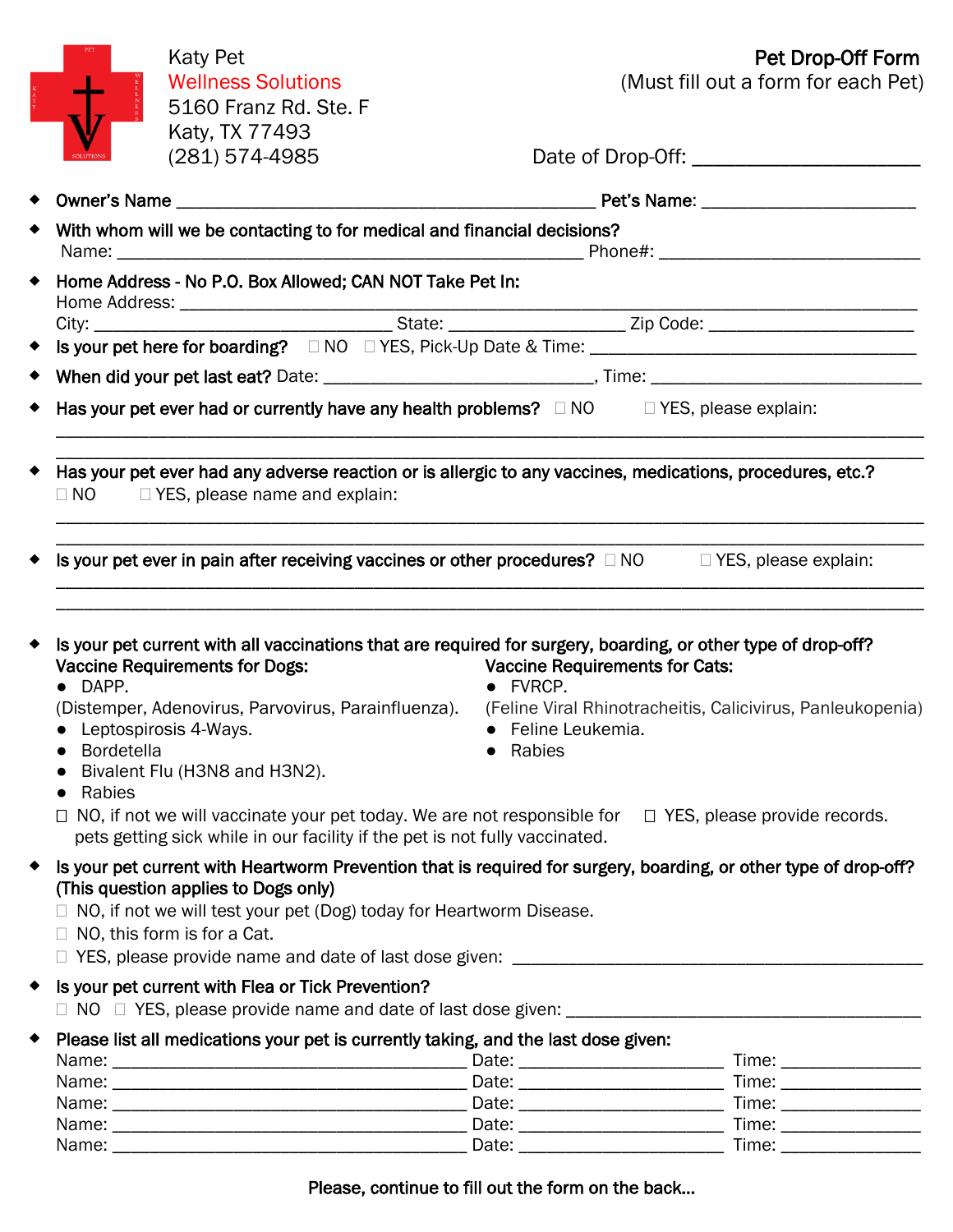Katy Pet
Wellness Solutions
5160 Franz Rd. Ste. F
Katy, TX 77493
(281) 574-4985

# Pet Drop-Off Form

(Must fill out a form for each Pet)

Date of Drop-Off: ____________________

- **Owner's Name** ______________________________________ **Pet's Name:** ____________________
- **With whom will we be contacting to for medical and financial decisions?**
  Name: ______________________________________ Phone#: ________________________
- **Home Address - No P.O. Box Allowed; CAN NOT Take Pet In:**
  Home Address: ____________________________________________________________
  City: ___________________________ State: ________________ Zip Code: __________________
- **Is your pet here for boarding?** ☐ NO ☐ YES, Pick-Up Date & Time: ______________________________
- **When did your pet last eat?** Date: ________________________, Time: __________________________
- **Has your pet ever had or currently have any health problems?** ☐ NO ☐ YES, please explain:
  ______________________________________________________________________________
  ______________________________________________________________________________
- **Has your pet ever had any adverse reaction or is allergic to any vaccines, medications, procedures, etc.?**
  ☐ NO ☐ YES, please name and explain:
  ______________________________________________________________________________
  ______________________________________________________________________________
- **Is your pet ever in pain after receiving vaccines or other procedures?** ☐ NO ☐ YES, please explain:
  ______________________________________________________________________________
  ______________________________________________________________________________
- **Is your pet current with all vaccinations that are required for surgery, boarding, or other type of drop-off?**

  **Vaccine Requirements for Dogs:**
  - DAPP.
  (Distemper, Adenovirus, Parvovirus, Parainfluenza).
  - Leptospirosis 4-Ways.
  - Bordetella
  - Bivalent Flu (H3N8 and H3N2).
  - Rabies

  **Vaccine Requirements for Cats:**
  - FVRCP.
  (Feline Viral Rhinotracheitis, Calicivirus, Panleukopenia)
  - Feline Leukemia.
  - Rabies

  ☐ NO, if not we will vaccinate your pet today. We are not responsible for pets getting sick while in our facility if the pet is not fully vaccinated.
  ☐ YES, please provide records.
- **Is your pet current with Heartworm Prevention that is required for surgery, boarding, or other type of drop-off? (This question applies to Dogs only)**
  ☐ NO, if not we will test your pet (Dog) today for Heartworm Disease.
  ☐ NO, this form is for a Cat.
  ☐ YES, please provide name and date of last dose given: ______________________________
- **Is your pet current with Flea or Tick Prevention?**
  ☐ NO ☐ YES, please provide name and date of last dose given: ______________________________
- **Please list all medications your pet is currently taking, and the last dose given:**
  Name: ____________________________ Date: ________________ Time: ____________
  Name: ____________________________ Date: ________________ Time: ____________
  Name: ____________________________ Date: ________________ Time: ____________
  Name: ____________________________ Date: ________________ Time: ____________
  Name: ____________________________ Date: ________________ Time: ____________

**Please, continue to fill out the form on the back…**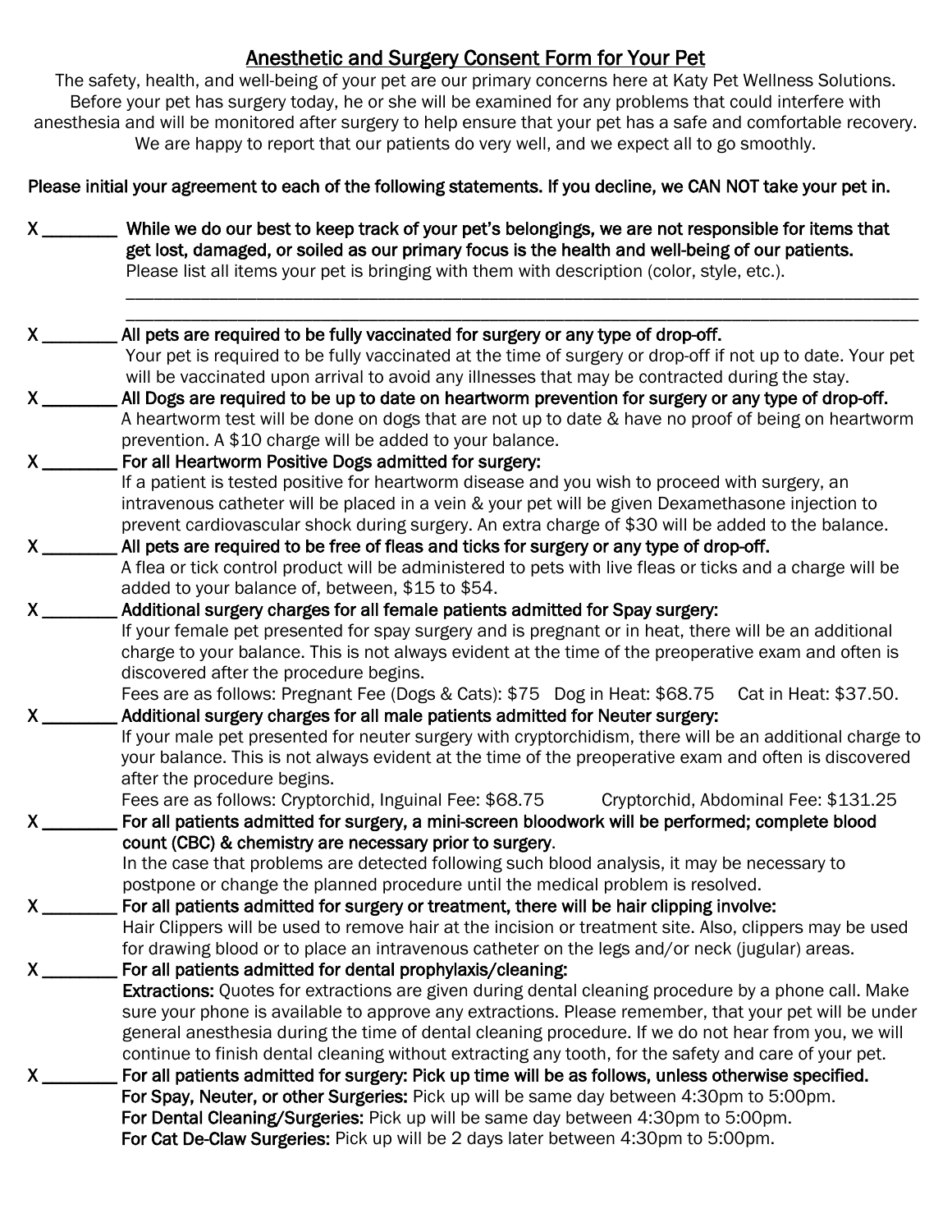## Anesthetic and Surgery Consent Form for Your Pet

The safety, health, and well-being of your pet are our primary concerns here at Katy Pet Wellness Solutions. Before your pet has surgery today, he or she will be examined for any problems that could interfere with anesthesia and will be monitored after surgery to help ensure that your pet has a safe and comfortable recovery. We are happy to report that our patients do very well, and we expect all to go smoothly.

**Please initial your agreement to each of the following statements. If you decline, we CAN NOT take your pet in.**

X ________ **While we do our best to keep track of your pet's belongings, we are not responsible for items that get lost, damaged, or soiled as our primary focus is the health and well-being of our patients.**
Please list all items your pet is bringing with them with description (color, style, etc.).
______________________________________________________________________________________
______________________________________________________________________________________

X ________ **All pets are required to be fully vaccinated for surgery or any type of drop-off.**
Your pet is required to be fully vaccinated at the time of surgery or drop-off if not up to date. Your pet will be vaccinated upon arrival to avoid any illnesses that may be contracted during the stay.

X ________ **All Dogs are required to be up to date on heartworm prevention for surgery or any type of drop-off.**
A heartworm test will be done on dogs that are not up to date & have no proof of being on heartworm prevention. A $10 charge will be added to your balance.

X ________ **For all Heartworm Positive Dogs admitted for surgery:**
If a patient is tested positive for heartworm disease and you wish to proceed with surgery, an intravenous catheter will be placed in a vein & your pet will be given Dexamethasone injection to prevent cardiovascular shock during surgery. An extra charge of $30 will be added to the balance.

X ________ **All pets are required to be free of fleas and ticks for surgery or any type of drop-off.**
A flea or tick control product will be administered to pets with live fleas or ticks and a charge will be added to your balance of, between, $15 to $54.

X ________ **Additional surgery charges for all female patients admitted for Spay surgery:**
If your female pet presented for spay surgery and is pregnant or in heat, there will be an additional charge to your balance. This is not always evident at the time of the preoperative exam and often is discovered after the procedure begins.
Fees are as follows: Pregnant Fee (Dogs & Cats): $75 Dog in Heat: $68.75 Cat in Heat: $37.50.

X ________ **Additional surgery charges for all male patients admitted for Neuter surgery:**
If your male pet presented for neuter surgery with cryptorchidism, there will be an additional charge to your balance. This is not always evident at the time of the preoperative exam and often is discovered after the procedure begins.
Fees are as follows: Cryptorchid, Inguinal Fee: $68.75 Cryptorchid, Abdominal Fee: $131.25

X ________ **For all patients admitted for surgery, a mini-screen bloodwork will be performed; complete blood count (CBC) & chemistry are necessary prior to surgery.**
In the case that problems are detected following such blood analysis, it may be necessary to postpone or change the planned procedure until the medical problem is resolved.

X ________ **For all patients admitted for surgery or treatment, there will be hair clipping involve:**
Hair Clippers will be used to remove hair at the incision or treatment site. Also, clippers may be used for drawing blood or to place an intravenous catheter on the legs and/or neck (jugular) areas.

X ________ **For all patients admitted for dental prophylaxis/cleaning:**
**Extractions:** Quotes for extractions are given during dental cleaning procedure by a phone call. Make sure your phone is available to approve any extractions. Please remember, that your pet will be under general anesthesia during the time of dental cleaning procedure. If we do not hear from you, we will continue to finish dental cleaning without extracting any tooth, for the safety and care of your pet.

X ________ **For all patients admitted for surgery: Pick up time will be as follows, unless otherwise specified.**
**For Spay, Neuter, or other Surgeries:** Pick up will be same day between 4:30pm to 5:00pm.
**For Dental Cleaning/Surgeries:** Pick up will be same day between 4:30pm to 5:00pm.
**For Cat De-Claw Surgeries:** Pick up will be 2 days later between 4:30pm to 5:00pm.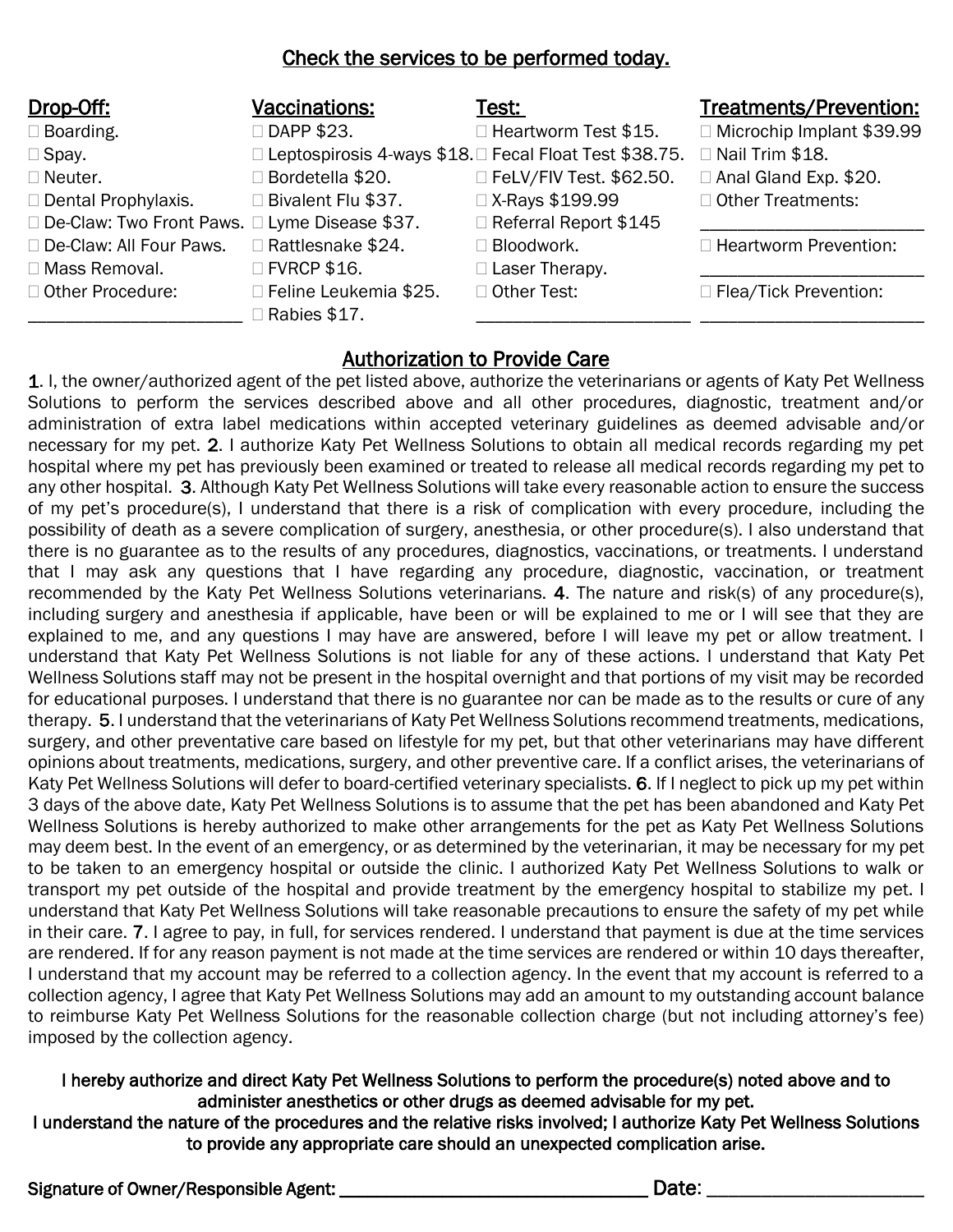## Check the services to be performed today.

| Drop-Off: | Vaccinations: | Test: | Treatments/Prevention: |
|---|---|---|---|
| ☐ Boarding. | ☐ DAPP $23. | ☐ Heartworm Test $15. | ☐ Microchip Implant $39.99 |
| ☐ Spay. | ☐ Leptospirosis 4-ways $18. | ☐ Fecal Float Test $38.75. | ☐ Nail Trim $18. |
| ☐ Neuter. | ☐ Bordetella $20. | ☐ FeLV/FIV Test. $62.50. | ☐ Anal Gland Exp. $20. |
| ☐ Dental Prophylaxis. | ☐ Bivalent Flu $37. | ☐ X-Rays $199.99 | ☐ Other Treatments: |
| ☐ De-Claw: Two Front Paws. | ☐ Lyme Disease $37. | ☐ Referral Report $145 | ______________________ |
| ☐ De-Claw: All Four Paws. | ☐ Rattlesnake $24. | ☐ Bloodwork. | ☐ Heartworm Prevention: |
| ☐ Mass Removal. | ☐ FVRCP $16. | ☐ Laser Therapy. | ______________________ |
| ☐ Other Procedure: | ☐ Feline Leukemia $25. | ☐ Other Test: | ☐ Flea/Tick Prevention: |
| ______________________ | ☐ Rabies $17. | ______________________ | ______________________ |

## Authorization to Provide Care

**1**. I, the owner/authorized agent of the pet listed above, authorize the veterinarians or agents of Katy Pet Wellness Solutions to perform the services described above and all other procedures, diagnostic, treatment and/or administration of extra label medications within accepted veterinary guidelines as deemed advisable and/or necessary for my pet. **2**. I authorize Katy Pet Wellness Solutions to obtain all medical records regarding my pet hospital where my pet has previously been examined or treated to release all medical records regarding my pet to any other hospital. **3**. Although Katy Pet Wellness Solutions will take every reasonable action to ensure the success of my pet's procedure(s), I understand that there is a risk of complication with every procedure, including the possibility of death as a severe complication of surgery, anesthesia, or other procedure(s). I also understand that there is no guarantee as to the results of any procedures, diagnostics, vaccinations, or treatments. I understand that I may ask any questions that I have regarding any procedure, diagnostic, vaccination, or treatment recommended by the Katy Pet Wellness Solutions veterinarians. **4**. The nature and risk(s) of any procedure(s), including surgery and anesthesia if applicable, have been or will be explained to me or I will see that they are explained to me, and any questions I may have are answered, before I will leave my pet or allow treatment. I understand that Katy Pet Wellness Solutions is not liable for any of these actions. I understand that Katy Pet Wellness Solutions staff may not be present in the hospital overnight and that portions of my visit may be recorded for educational purposes. I understand that there is no guarantee nor can be made as to the results or cure of any therapy. **5**. I understand that the veterinarians of Katy Pet Wellness Solutions recommend treatments, medications, surgery, and other preventative care based on lifestyle for my pet, but that other veterinarians may have different opinions about treatments, medications, surgery, and other preventive care. If a conflict arises, the veterinarians of Katy Pet Wellness Solutions will defer to board-certified veterinary specialists. **6**. If I neglect to pick up my pet within 3 days of the above date, Katy Pet Wellness Solutions is to assume that the pet has been abandoned and Katy Pet Wellness Solutions is hereby authorized to make other arrangements for the pet as Katy Pet Wellness Solutions may deem best. In the event of an emergency, or as determined by the veterinarian, it may be necessary for my pet to be taken to an emergency hospital or outside the clinic. I authorized Katy Pet Wellness Solutions to walk or transport my pet outside of the hospital and provide treatment by the emergency hospital to stabilize my pet. I understand that Katy Pet Wellness Solutions will take reasonable precautions to ensure the safety of my pet while in their care. **7**. I agree to pay, in full, for services rendered. I understand that payment is due at the time services are rendered. If for any reason payment is not made at the time services are rendered or within 10 days thereafter, I understand that my account may be referred to a collection agency. In the event that my account is referred to a collection agency, I agree that Katy Pet Wellness Solutions may add an amount to my outstanding account balance to reimburse Katy Pet Wellness Solutions for the reasonable collection charge (but not including attorney's fee) imposed by the collection agency.

**I hereby authorize and direct Katy Pet Wellness Solutions to perform the procedure(s) noted above and to administer anesthetics or other drugs as deemed advisable for my pet.**
**I understand the nature of the procedures and the relative risks involved; I authorize Katy Pet Wellness Solutions to provide any appropriate care should an unexpected complication arise.**

**Signature of Owner/Responsible Agent:** ______________________________ **Date:** ____________________